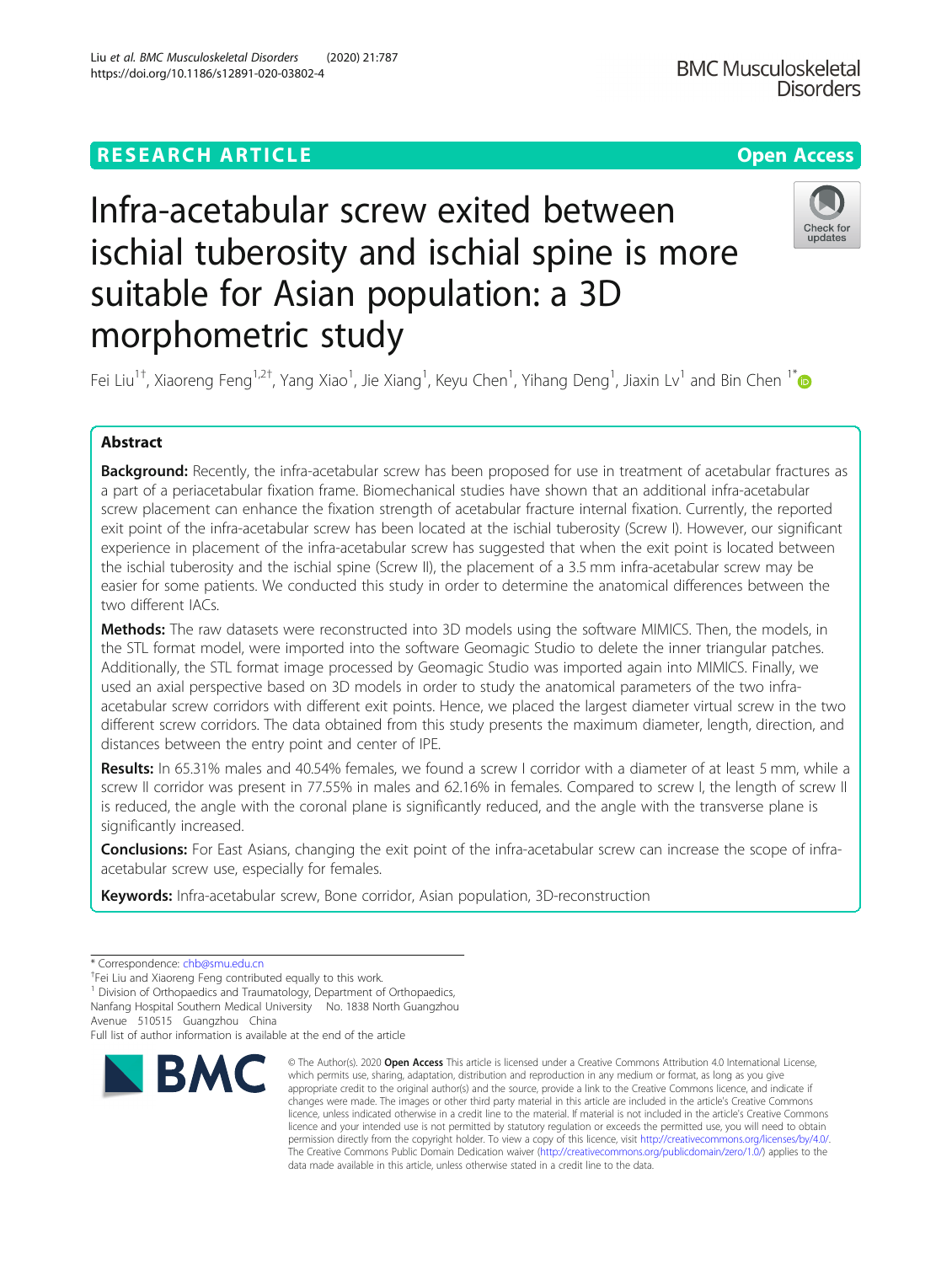RESEARCH ARTICLE

Open Access

# Infra-acetabular screw exited between ischial tuberosity and ischial spine is more suitable for Asian population: a 3D morphometric study

Fei Liu[1†], Xiaoreng Feng[1,2†], Yang Xiao[1], Jie Xiang[1], Keyu Chen[1], Yihang Deng[1], Jiaxin Lv[1] and Bin Chen[1*]

## Abstract

**Background:** Recently, the infra-acetabular screw has been proposed for use in treatment of acetabular fractures as a part of a periacetabular fixation frame. Biomechanical studies have shown that an additional infra-acetabular screw placement can enhance the fixation strength of acetabular fracture internal fixation. Currently, the reported exit point of the infra-acetabular screw has been located at the ischial tuberosity (Screw I). However, our significant experience in placement of the infra-acetabular screw has suggested that when the exit point is located between the ischial tuberosity and the ischial spine (Screw II), the placement of a 3.5 mm infra-acetabular screw may be easier for some patients. We conducted this study in order to determine the anatomical differences between the two different IACs.

**Methods:** The raw datasets were reconstructed into 3D models using the software MIMICS. Then, the models, in the STL format model, were imported into the software Geomagic Studio to delete the inner triangular patches. Additionally, the STL format image processed by Geomagic Studio was imported again into MIMICS. Finally, we used an axial perspective based on 3D models in order to study the anatomical parameters of the two infra-acetabular screw corridors with different exit points. Hence, we placed the largest diameter virtual screw in the two different screw corridors. The data obtained from this study presents the maximum diameter, length, direction, and distances between the entry point and center of IPE.

**Results:** In 65.31% males and 40.54% females, we found a screw I corridor with a diameter of at least 5 mm, while a screw II corridor was present in 77.55% in males and 62.16% in females. Compared to screw I, the length of screw II is reduced, the angle with the coronal plane is significantly reduced, and the angle with the transverse plane is significantly increased.

**Conclusions:** For East Asians, changing the exit point of the infra-acetabular screw can increase the scope of infra-acetabular screw use, especially for females.

**Keywords:** Infra-acetabular screw, Bone corridor, Asian population, 3D-reconstruction

---

\* Correspondence: chb@smu.edu.cn

†Fei Liu and Xiaoreng Feng contributed equally to this work.

[1] Division of Orthopaedics and Traumatology, Department of Orthopaedics, Nanfang Hospital Southern Medical University No. 1838 North Guangzhou Avenue 510515 Guangzhou China

Full list of author information is available at the end of the article

© The Author(s). 2020 **Open Access** This article is licensed under a Creative Commons Attribution 4.0 International License, which permits use, sharing, adaptation, distribution and reproduction in any medium or format, as long as you give appropriate credit to the original author(s) and the source, provide a link to the Creative Commons licence, and indicate if changes were made. The images or other third party material in this article are included in the article's Creative Commons licence, unless indicated otherwise in a credit line to the material. If material is not included in the article's Creative Commons licence and your intended use is not permitted by statutory regulation or exceeds the permitted use, you will need to obtain permission directly from the copyright holder. To view a copy of this licence, visit http://creativecommons.org/licenses/by/4.0/. The Creative Commons Public Domain Dedication waiver (http://creativecommons.org/publicdomain/zero/1.0/) applies to the data made available in this article, unless otherwise stated in a credit line to the data.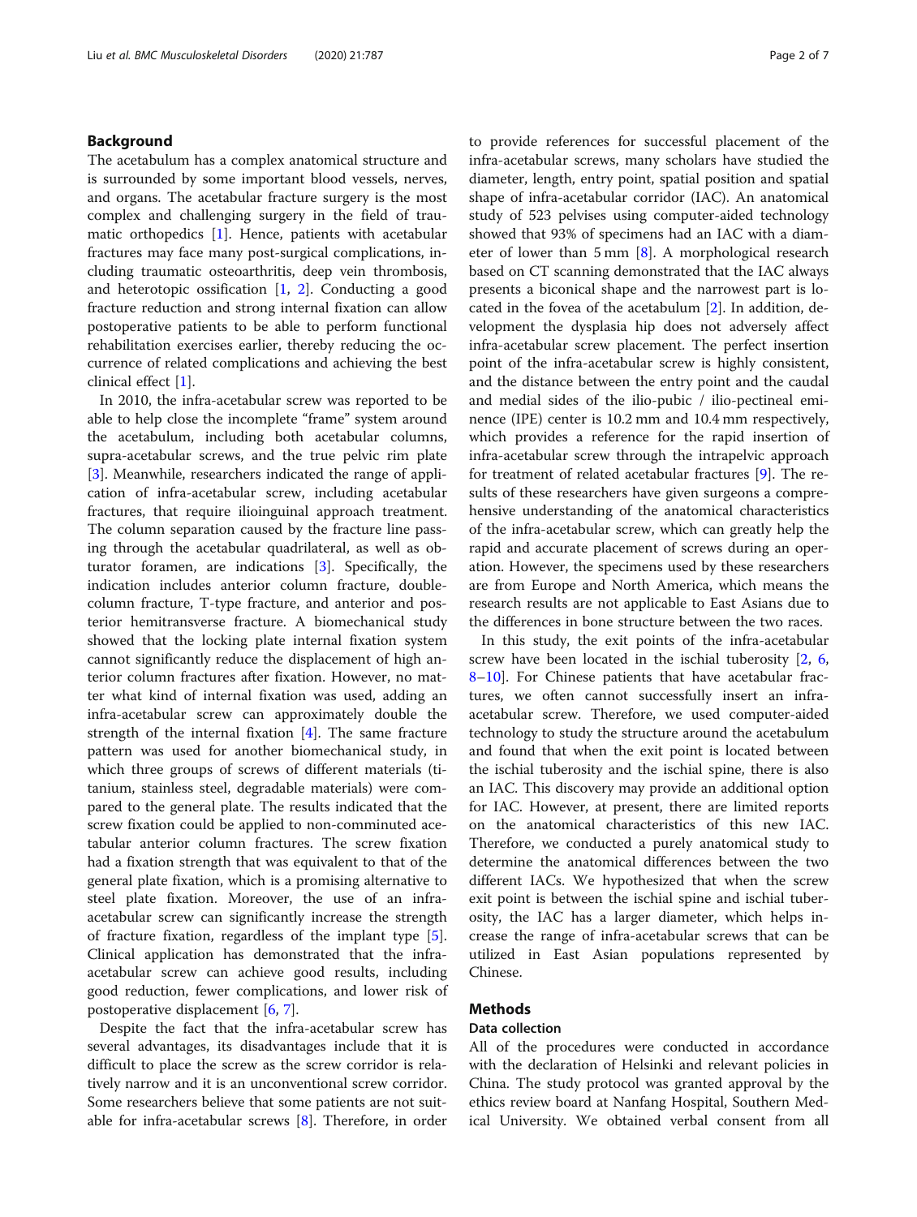## Background

The acetabulum has a complex anatomical structure and is surrounded by some important blood vessels, nerves, and organs. The acetabular fracture surgery is the most complex and challenging surgery in the field of traumatic orthopedics [1]. Hence, patients with acetabular fractures may face many post-surgical complications, including traumatic osteoarthritis, deep vein thrombosis, and heterotopic ossification [1, 2]. Conducting a good fracture reduction and strong internal fixation can allow postoperative patients to be able to perform functional rehabilitation exercises earlier, thereby reducing the occurrence of related complications and achieving the best clinical effect [1].

In 2010, the infra-acetabular screw was reported to be able to help close the incomplete "frame" system around the acetabulum, including both acetabular columns, supra-acetabular screws, and the true pelvic rim plate [3]. Meanwhile, researchers indicated the range of application of infra-acetabular screw, including acetabular fractures, that require ilioinguinal approach treatment. The column separation caused by the fracture line passing through the acetabular quadrilateral, as well as obturator foramen, are indications [3]. Specifically, the indication includes anterior column fracture, double-column fracture, T-type fracture, and anterior and posterior hemitransverse fracture. A biomechanical study showed that the locking plate internal fixation system cannot significantly reduce the displacement of high anterior column fractures after fixation. However, no matter what kind of internal fixation was used, adding an infra-acetabular screw can approximately double the strength of the internal fixation [4]. The same fracture pattern was used for another biomechanical study, in which three groups of screws of different materials (titanium, stainless steel, degradable materials) were compared to the general plate. The results indicated that the screw fixation could be applied to non-comminuted acetabular anterior column fractures. The screw fixation had a fixation strength that was equivalent to that of the general plate fixation, which is a promising alternative to steel plate fixation. Moreover, the use of an infra-acetabular screw can significantly increase the strength of fracture fixation, regardless of the implant type [5]. Clinical application has demonstrated that the infra-acetabular screw can achieve good results, including good reduction, fewer complications, and lower risk of postoperative displacement [6, 7].

Despite the fact that the infra-acetabular screw has several advantages, its disadvantages include that it is difficult to place the screw as the screw corridor is relatively narrow and it is an unconventional screw corridor. Some researchers believe that some patients are not suitable for infra-acetabular screws [8]. Therefore, in order to provide references for successful placement of the infra-acetabular screws, many scholars have studied the diameter, length, entry point, spatial position and spatial shape of infra-acetabular corridor (IAC). An anatomical study of 523 pelvises using computer-aided technology showed that 93% of specimens had an IAC with a diameter of lower than 5 mm [8]. A morphological research based on CT scanning demonstrated that the IAC always presents a biconical shape and the narrowest part is located in the fovea of the acetabulum [2]. In addition, development the dysplasia hip does not adversely affect infra-acetabular screw placement. The perfect insertion point of the infra-acetabular screw is highly consistent, and the distance between the entry point and the caudal and medial sides of the ilio-pubic / ilio-pectineal eminence (IPE) center is 10.2 mm and 10.4 mm respectively, which provides a reference for the rapid insertion of infra-acetabular screw through the intrapelvic approach for treatment of related acetabular fractures [9]. The results of these researchers have given surgeons a comprehensive understanding of the anatomical characteristics of the infra-acetabular screw, which can greatly help the rapid and accurate placement of screws during an operation. However, the specimens used by these researchers are from Europe and North America, which means the research results are not applicable to East Asians due to the differences in bone structure between the two races.

In this study, the exit points of the infra-acetabular screw have been located in the ischial tuberosity [2, 6, 8–10]. For Chinese patients that have acetabular fractures, we often cannot successfully insert an infra-acetabular screw. Therefore, we used computer-aided technology to study the structure around the acetabulum and found that when the exit point is located between the ischial tuberosity and the ischial spine, there is also an IAC. This discovery may provide an additional option for IAC. However, at present, there are limited reports on the anatomical characteristics of this new IAC. Therefore, we conducted a purely anatomical study to determine the anatomical differences between the two different IACs. We hypothesized that when the screw exit point is between the ischial spine and ischial tuberosity, the IAC has a larger diameter, which helps increase the range of infra-acetabular screws that can be utilized in East Asian populations represented by Chinese.

## Methods

### Data collection

All of the procedures were conducted in accordance with the declaration of Helsinki and relevant policies in China. The study protocol was granted approval by the ethics review board at Nanfang Hospital, Southern Medical University. We obtained verbal consent from all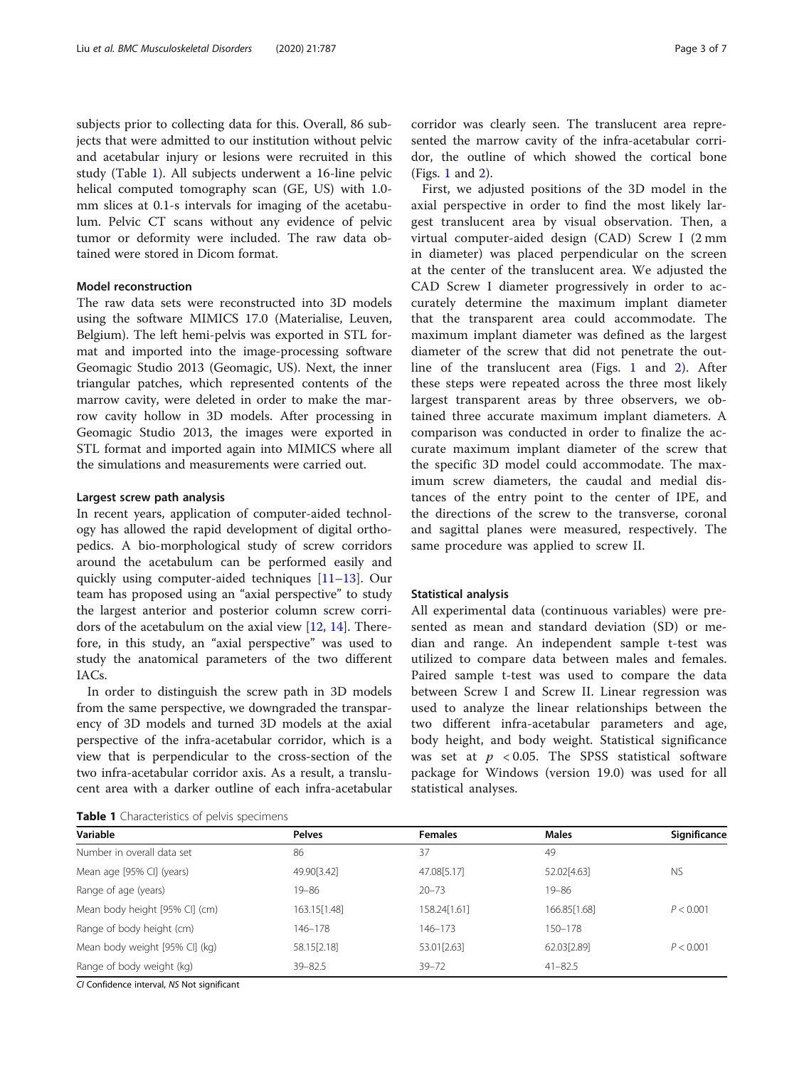subjects prior to collecting data for this. Overall, 86 subjects that were admitted to our institution without pelvic and acetabular injury or lesions were recruited in this study (Table 1). All subjects underwent a 16-line pelvic helical computed tomography scan (GE, US) with 1.0-mm slices at 0.1-s intervals for imaging of the acetabulum. Pelvic CT scans without any evidence of pelvic tumor or deformity were included. The raw data obtained were stored in Dicom format.

### Model reconstruction

The raw data sets were reconstructed into 3D models using the software MIMICS 17.0 (Materialise, Leuven, Belgium). The left hemi-pelvis was exported in STL format and imported into the image-processing software Geomagic Studio 2013 (Geomagic, US). Next, the inner triangular patches, which represented contents of the marrow cavity, were deleted in order to make the marrow cavity hollow in 3D models. After processing in Geomagic Studio 2013, the images were exported in STL format and imported again into MIMICS where all the simulations and measurements were carried out.

### Largest screw path analysis

In recent years, application of computer-aided technology has allowed the rapid development of digital orthopedics. A bio-morphological study of screw corridors around the acetabulum can be performed easily and quickly using computer-aided techniques [11–13]. Our team has proposed using an "axial perspective" to study the largest anterior and posterior column screw corridors of the acetabulum on the axial view [12, 14]. Therefore, in this study, an "axial perspective" was used to study the anatomical parameters of the two different IACs.

In order to distinguish the screw path in 3D models from the same perspective, we downgraded the transparency of 3D models and turned 3D models at the axial perspective of the infra-acetabular corridor, which is a view that is perpendicular to the cross-section of the two infra-acetabular corridor axis. As a result, a translucent area with a darker outline of each infra-acetabular corridor was clearly seen. The translucent area represented the marrow cavity of the infra-acetabular corridor, the outline of which showed the cortical bone (Figs. 1 and 2).

First, we adjusted positions of the 3D model in the axial perspective in order to find the most likely largest translucent area by visual observation. Then, a virtual computer-aided design (CAD) Screw I (2 mm in diameter) was placed perpendicular on the screen at the center of the translucent area. We adjusted the CAD Screw I diameter progressively in order to accurately determine the maximum implant diameter that the transparent area could accommodate. The maximum implant diameter was defined as the largest diameter of the screw that did not penetrate the outline of the translucent area (Figs. 1 and 2). After these steps were repeated across the three most likely largest transparent areas by three observers, we obtained three accurate maximum implant diameters. A comparison was conducted in order to finalize the accurate maximum implant diameter of the screw that the specific 3D model could accommodate. The maximum screw diameters, the caudal and medial distances of the entry point to the center of IPE, and the directions of the screw to the transverse, coronal and sagittal planes were measured, respectively. The same procedure was applied to screw II.

### Statistical analysis

All experimental data (continuous variables) were presented as mean and standard deviation (SD) or median and range. An independent sample t-test was utilized to compare data between males and females. Paired sample t-test was used to compare the data between Screw I and Screw II. Linear regression was used to analyze the linear relationships between the two different infra-acetabular parameters and age, body height, and body weight. Statistical significance was set at $p < 0.05$. The SPSS statistical software package for Windows (version 19.0) was used for all statistical analyses.

**Table 1** Characteristics of pelvis specimens

| Variable | Pelves | Females | Males | Significance |
|---|---|---|---|---|
| Number in overall data set | 86 | 37 | 49 | |
| Mean age [95% CI] (years) | 49.90[3.42] | 47.08[5.17] | 52.02[4.63] | NS |
| Range of age (years) | 19–86 | 20–73 | 19–86 | |
| Mean body height [95% CI] (cm) | 163.15[1.48] | 158.24[1.61] | 166.85[1.68] | $P < 0.001$ |
| Range of body height (cm) | 146–178 | 146–173 | 150–178 | |
| Mean body weight [95% CI] (kg) | 58.15[2.18] | 53.01[2.63] | 62.03[2.89] | $P < 0.001$ |
| Range of body weight (kg) | 39–82.5 | 39–72 | 41–82.5 | |

*CI* Confidence interval, *NS* Not significant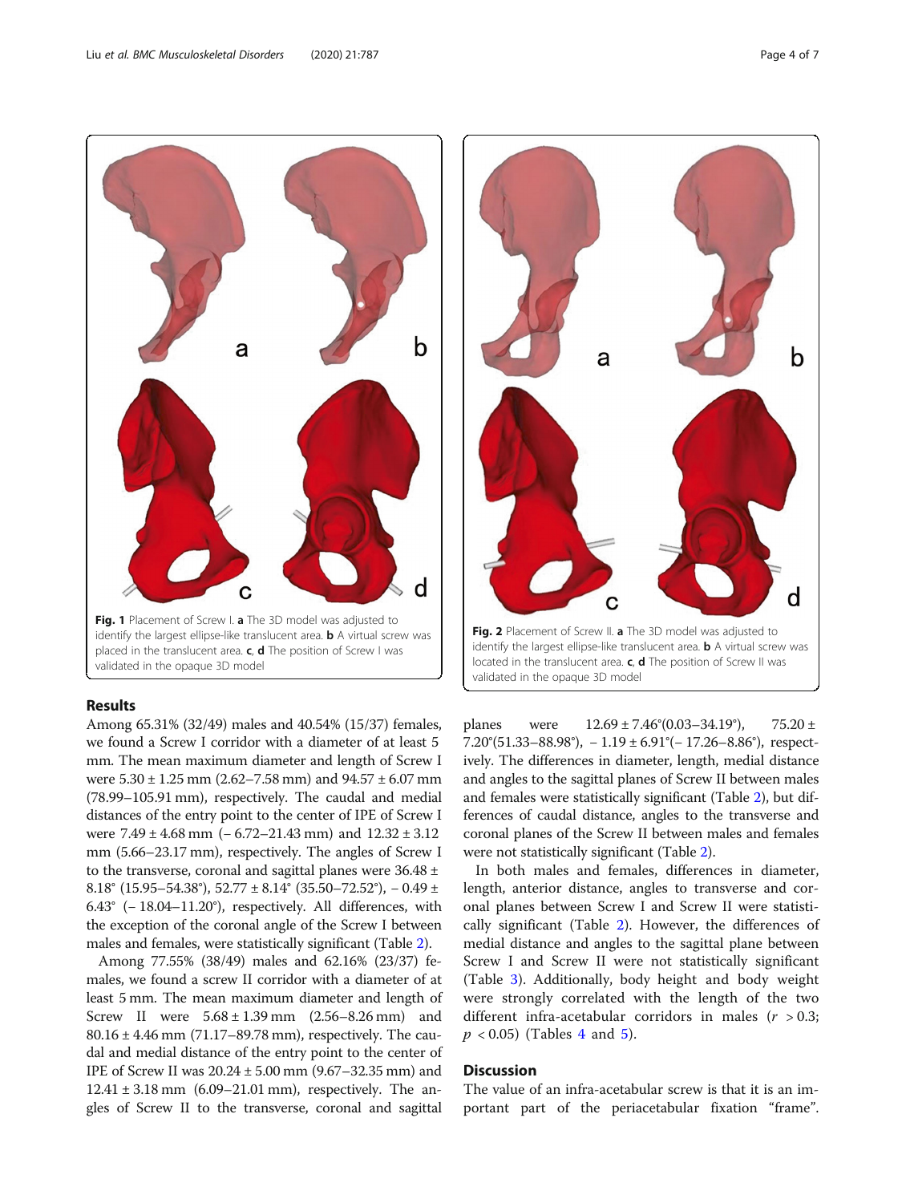Fig. 1 Placement of Screw I. **a** The 3D model was adjusted to identify the largest ellipse-like translucent area. **b** A virtual screw was placed in the translucent area. **c**, **d** The position of Screw I was validated in the opaque 3D model

Fig. 2 Placement of Screw II. **a** The 3D model was adjusted to identify the largest ellipse-like translucent area. **b** A virtual screw was located in the translucent area. **c**, **d** The position of Screw II was validated in the opaque 3D model

## Results

Among 65.31% (32/49) males and 40.54% (15/37) females, we found a Screw I corridor with a diameter of at least 5 mm. The mean maximum diameter and length of Screw I were 5.30 ± 1.25 mm (2.62–7.58 mm) and 94.57 ± 6.07 mm (78.99–105.91 mm), respectively. The caudal and medial distances of the entry point to the center of IPE of Screw I were 7.49 ± 4.68 mm (− 6.72–21.43 mm) and 12.32 ± 3.12 mm (5.66–23.17 mm), respectively. The angles of Screw I to the transverse, coronal and sagittal planes were 36.48 ± 8.18° (15.95–54.38°), 52.77 ± 8.14° (35.50–72.52°), − 0.49 ± 6.43° (− 18.04–11.20°), respectively. All differences, with the exception of the coronal angle of the Screw I between males and females, were statistically significant (Table 2).

Among 77.55% (38/49) males and 62.16% (23/37) females, we found a screw II corridor with a diameter of at least 5 mm. The mean maximum diameter and length of Screw II were 5.68 ± 1.39 mm (2.56–8.26 mm) and 80.16 ± 4.46 mm (71.17–89.78 mm), respectively. The caudal and medial distance of the entry point to the center of IPE of Screw II was 20.24 ± 5.00 mm (9.67–32.35 mm) and 12.41 ± 3.18 mm (6.09–21.01 mm), respectively. The angles of Screw II to the transverse, coronal and sagittal planes were 12.69 ± 7.46°(0.03–34.19°), 75.20 ± 7.20°(51.33–88.98°), − 1.19 ± 6.91°(− 17.26–8.86°), respectively. The differences in diameter, length, medial distance and angles to the sagittal planes of Screw II between males and females were statistically significant (Table 2), but differences of caudal distance, angles to the transverse and coronal planes of the Screw II between males and females were not statistically significant (Table 2).

In both males and females, differences in diameter, length, anterior distance, angles to transverse and coronal planes between Screw I and Screw II were statistically significant (Table 2). However, the differences of medial distance and angles to the sagittal plane between Screw I and Screw II were not statistically significant (Table 3). Additionally, body height and body weight were strongly correlated with the length of the two different infra-acetabular corridors in males ($r > 0.3$; $p < 0.05$) (Tables 4 and 5).

## Discussion

The value of an infra-acetabular screw is that it is an important part of the periacetabular fixation "frame".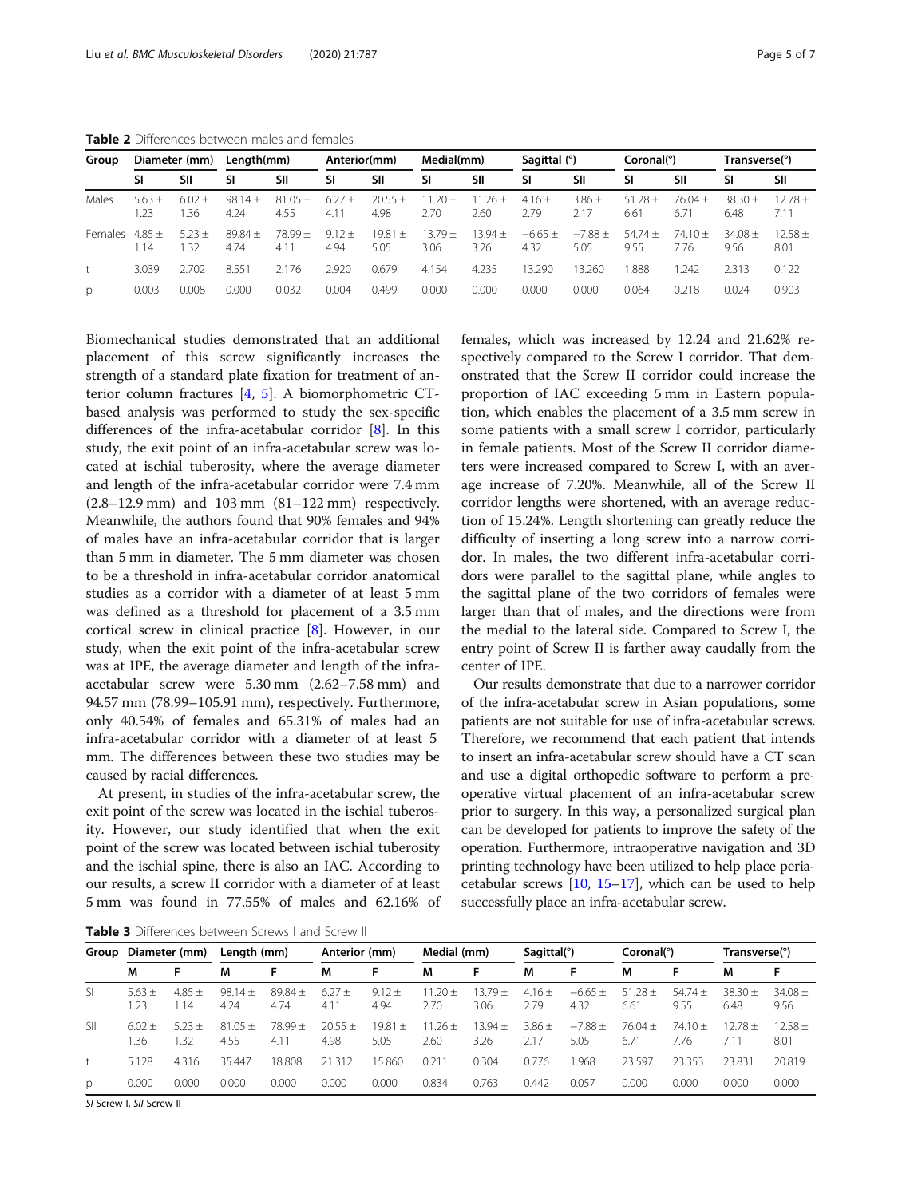**Table 2** Differences between males and females

| Group | Diameter (mm) | | Length(mm) | | Anterior(mm) | | Medial(mm) | | Sagittal (°) | | Coronal(°) | | Transverse(°) | |
|---|---|---|---|---|---|---|---|---|---|---|---|---|---|---|
| | SI | SII | SI | SII | SI | SII | SI | SII | SI | SII | SI | SII | SI | SII |
| Males | 5.63 ± 1.23 | 6.02 ± 1.36 | 98.14 ± 4.24 | 81.05 ± 4.55 | 6.27 ± 4.11 | 20.55 ± 4.98 | 11.20 ± 2.70 | 11.26 ± 2.60 | 4.16 ± 2.79 | 3.86 ± 2.17 | 51.28 ± 6.61 | 76.04 ± 6.71 | 38.30 ± 6.48 | 12.78 ± 7.11 |
| Females | 4.85 ± 1.14 | 5.23 ± 1.32 | 89.84 ± 4.74 | 78.99 ± 4.11 | 9.12 ± 4.94 | 19.81 ± 5.05 | 13.79 ± 3.06 | 13.94 ± 3.26 | −6.65 ± 4.32 | −7.88 ± 5.05 | 54.74 ± 9.55 | 74.10 ± 7.76 | 34.08 ± 9.56 | 12.58 ± 8.01 |
| t | 3.039 | 2.702 | 8.551 | 2.176 | 2.920 | 0.679 | 4.154 | 4.235 | 13.290 | 13.260 | 1.888 | 1.242 | 2.313 | 0.122 |
| p | 0.003 | 0.008 | 0.000 | 0.032 | 0.004 | 0.499 | 0.000 | 0.000 | 0.000 | 0.000 | 0.064 | 0.218 | 0.024 | 0.903 |

Biomechanical studies demonstrated that an additional placement of this screw significantly increases the strength of a standard plate fixation for treatment of anterior column fractures [4, 5]. A biomorphometric CT-based analysis was performed to study the sex-specific differences of the infra-acetabular corridor [8]. In this study, the exit point of an infra-acetabular screw was located at ischial tuberosity, where the average diameter and length of the infra-acetabular corridor were 7.4 mm (2.8–12.9 mm) and 103 mm (81–122 mm) respectively. Meanwhile, the authors found that 90% females and 94% of males have an infra-acetabular corridor that is larger than 5 mm in diameter. The 5 mm diameter was chosen to be a threshold in infra-acetabular corridor anatomical studies as a corridor with a diameter of at least 5 mm was defined as a threshold for placement of a 3.5 mm cortical screw in clinical practice [8]. However, in our study, when the exit point of the infra-acetabular screw was at IPE, the average diameter and length of the infra-acetabular screw were 5.30 mm (2.62–7.58 mm) and 94.57 mm (78.99–105.91 mm), respectively. Furthermore, only 40.54% of females and 65.31% of males had an infra-acetabular corridor with a diameter of at least 5 mm. The differences between these two studies may be caused by racial differences.

At present, in studies of the infra-acetabular screw, the exit point of the screw was located in the ischial tuberosity. However, our study identified that when the exit point of the screw was located between ischial tuberosity and the ischial spine, there is also an IAC. According to our results, a screw II corridor with a diameter of at least 5 mm was found in 77.55% of males and 62.16% of females, which was increased by 12.24 and 21.62% respectively compared to the Screw I corridor. That demonstrated that the Screw II corridor could increase the proportion of IAC exceeding 5 mm in Eastern population, which enables the placement of a 3.5 mm screw in some patients with a small screw I corridor, particularly in female patients. Most of the Screw II corridor diameters were increased compared to Screw I, with an average increase of 7.20%. Meanwhile, all of the Screw II corridor lengths were shortened, with an average reduction of 15.24%. Length shortening can greatly reduce the difficulty of inserting a long screw into a narrow corridor. In males, the two different infra-acetabular corridors were parallel to the sagittal plane, while angles to the sagittal plane of the two corridors of females were larger than that of males, and the directions were from the medial to the lateral side. Compared to Screw I, the entry point of Screw II is farther away caudally from the center of IPE.

Our results demonstrate that due to a narrower corridor of the infra-acetabular screw in Asian populations, some patients are not suitable for use of infra-acetabular screws. Therefore, we recommend that each patient that intends to insert an infra-acetabular screw should have a CT scan and use a digital orthopedic software to perform a pre-operative virtual placement of an infra-acetabular screw prior to surgery. In this way, a personalized surgical plan can be developed for patients to improve the safety of the operation. Furthermore, intraoperative navigation and 3D printing technology have been utilized to help place periacetabular screws [10, 15–17], which can be used to help successfully place an infra-acetabular screw.

**Table 3** Differences between Screws I and Screw II

| Group | Diameter (mm) | | Length (mm) | | Anterior (mm) | | Medial (mm) | | Sagittal(°) | | Coronal(°) | | Transverse(°) | |
|---|---|---|---|---|---|---|---|---|---|---|---|---|---|---|
| | M | F | M | F | M | F | M | F | M | F | M | F | M | F |
| SI | 5.63 ± 1.23 | 4.85 ± 1.14 | 98.14 ± 4.24 | 89.84 ± 4.74 | 6.27 ± 4.11 | 9.12 ± 4.94 | 11.20 ± 2.70 | 13.79 ± 3.06 | 4.16 ± 2.79 | −6.65 ± 4.32 | 51.28 ± 6.61 | 54.74 ± 9.55 | 38.30 ± 6.48 | 34.08 ± 9.56 |
| SII | 6.02 ± 1.36 | 5.23 ± 1.32 | 81.05 ± 4.55 | 78.99 ± 4.11 | 20.55 ± 4.98 | 19.81 ± 5.05 | 11.26 ± 2.60 | 13.94 ± 3.26 | 3.86 ± 2.17 | −7.88 ± 5.05 | 76.04 ± 6.71 | 74.10 ± 7.76 | 12.78 ± 7.11 | 12.58 ± 8.01 |
| t | 5.128 | 4.316 | 35.447 | 18.808 | 21.312 | 15.860 | 0.211 | 0.304 | 0.776 | 1.968 | 23.597 | 23.353 | 23.831 | 20.819 |
| p | 0.000 | 0.000 | 0.000 | 0.000 | 0.000 | 0.000 | 0.834 | 0.763 | 0.442 | 0.057 | 0.000 | 0.000 | 0.000 | 0.000 |

*SI* Screw I, *SII* Screw II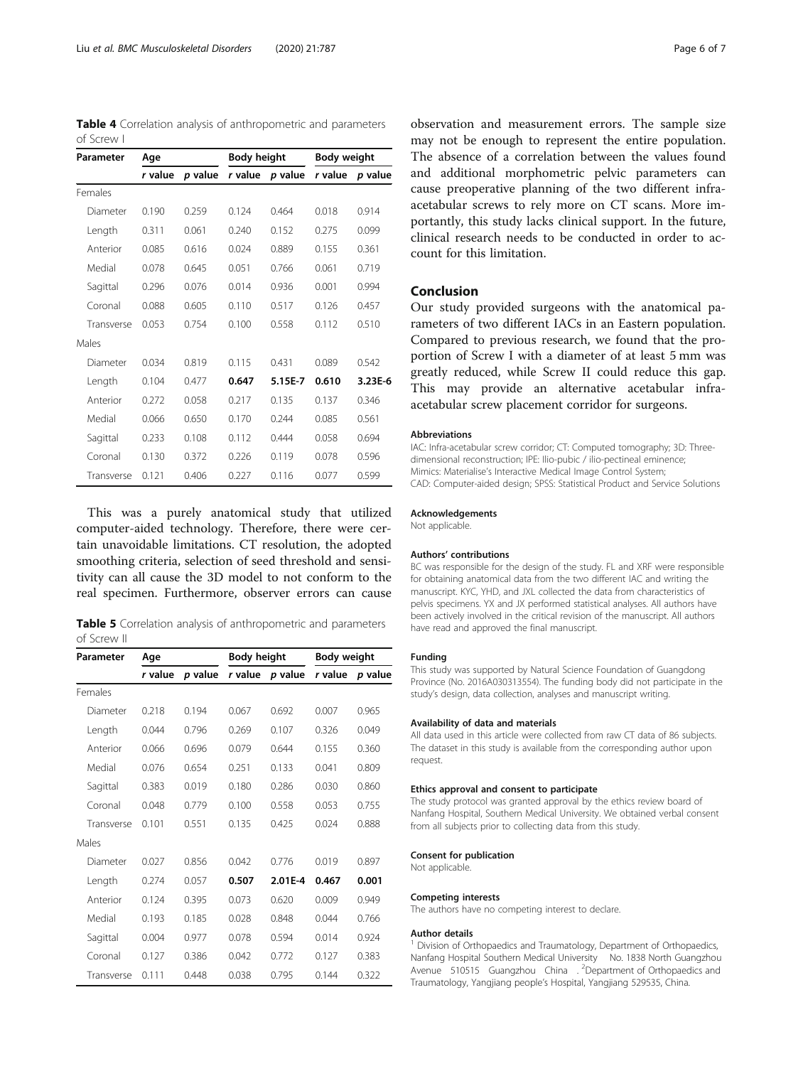**Table 4** Correlation analysis of anthropometric and parameters of Screw I

| Parameter | Age | | Body height | | Body weight | |
|---|---|---|---|---|---|---|
| | *r* value | *p* value | *r* value | *p* value | *r* value | *p* value |
| Females | | | | | | |
| Diameter | 0.190 | 0.259 | 0.124 | 0.464 | 0.018 | 0.914 |
| Length | 0.311 | 0.061 | 0.240 | 0.152 | 0.275 | 0.099 |
| Anterior | 0.085 | 0.616 | 0.024 | 0.889 | 0.155 | 0.361 |
| Medial | 0.078 | 0.645 | 0.051 | 0.766 | 0.061 | 0.719 |
| Sagittal | 0.296 | 0.076 | 0.014 | 0.936 | 0.001 | 0.994 |
| Coronal | 0.088 | 0.605 | 0.110 | 0.517 | 0.126 | 0.457 |
| Transverse | 0.053 | 0.754 | 0.100 | 0.558 | 0.112 | 0.510 |
| Males | | | | | | |
| Diameter | 0.034 | 0.819 | 0.115 | 0.431 | 0.089 | 0.542 |
| Length | 0.104 | 0.477 | **0.647** | **5.15E-7** | **0.610** | **3.23E-6** |
| Anterior | 0.272 | 0.058 | 0.217 | 0.135 | 0.137 | 0.346 |
| Medial | 0.066 | 0.650 | 0.170 | 0.244 | 0.085 | 0.561 |
| Sagittal | 0.233 | 0.108 | 0.112 | 0.444 | 0.058 | 0.694 |
| Coronal | 0.130 | 0.372 | 0.226 | 0.119 | 0.078 | 0.596 |
| Transverse | 0.121 | 0.406 | 0.227 | 0.116 | 0.077 | 0.599 |

This was a purely anatomical study that utilized computer-aided technology. Therefore, there were certain unavoidable limitations. CT resolution, the adopted smoothing criteria, selection of seed threshold and sensitivity can all cause the 3D model to not conform to the real specimen. Furthermore, observer errors can cause observation and measurement errors. The sample size may not be enough to represent the entire population. The absence of a correlation between the values found and additional morphometric pelvic parameters can cause preoperative planning of the two different infra-acetabular screws to rely more on CT scans. More importantly, this study lacks clinical support. In the future, clinical research needs to be conducted in order to account for this limitation.

**Table 5** Correlation analysis of anthropometric and parameters of Screw II

| Parameter | Age | | Body height | | Body weight | |
|---|---|---|---|---|---|---|
| | *r* value | *p* value | *r* value | *p* value | *r* value | *p* value |
| Females | | | | | | |
| Diameter | 0.218 | 0.194 | 0.067 | 0.692 | 0.007 | 0.965 |
| Length | 0.044 | 0.796 | 0.269 | 0.107 | 0.326 | 0.049 |
| Anterior | 0.066 | 0.696 | 0.079 | 0.644 | 0.155 | 0.360 |
| Medial | 0.076 | 0.654 | 0.251 | 0.133 | 0.041 | 0.809 |
| Sagittal | 0.383 | 0.019 | 0.180 | 0.286 | 0.030 | 0.860 |
| Coronal | 0.048 | 0.779 | 0.100 | 0.558 | 0.053 | 0.755 |
| Transverse | 0.101 | 0.551 | 0.135 | 0.425 | 0.024 | 0.888 |
| Males | | | | | | |
| Diameter | 0.027 | 0.856 | 0.042 | 0.776 | 0.019 | 0.897 |
| Length | 0.274 | 0.057 | **0.507** | **2.01E-4** | **0.467** | **0.001** |
| Anterior | 0.124 | 0.395 | 0.073 | 0.620 | 0.009 | 0.949 |
| Medial | 0.193 | 0.185 | 0.028 | 0.848 | 0.044 | 0.766 |
| Sagittal | 0.004 | 0.977 | 0.078 | 0.594 | 0.014 | 0.924 |
| Coronal | 0.127 | 0.386 | 0.042 | 0.772 | 0.127 | 0.383 |
| Transverse | 0.111 | 0.448 | 0.038 | 0.795 | 0.144 | 0.322 |

## Conclusion

Our study provided surgeons with the anatomical parameters of two different IACs in an Eastern population. Compared to previous research, we found that the proportion of Screw I with a diameter of at least 5 mm was greatly reduced, while Screw II could reduce this gap. This may provide an alternative acetabular infra-acetabular screw placement corridor for surgeons.

#### Abbreviations

IAC: Infra-acetabular screw corridor; CT: Computed tomography; 3D: Three-dimensional reconstruction; IPE: Ilio-pubic / ilio-pectineal eminence; Mimics: Materialise's Interactive Medical Image Control System; CAD: Computer-aided design; SPSS: Statistical Product and Service Solutions

#### Acknowledgements

Not applicable.

#### Authors' contributions

BC was responsible for the design of the study. FL and XRF were responsible for obtaining anatomical data from the two different IAC and writing the manuscript. KYC, YHD, and JXL collected the data from characteristics of pelvis specimens. YX and JX performed statistical analyses. All authors have been actively involved in the critical revision of the manuscript. All authors have read and approved the final manuscript.

#### Funding

This study was supported by Natural Science Foundation of Guangdong Province (No. 2016A030313554). The funding body did not participate in the study's design, data collection, analyses and manuscript writing.

#### Availability of data and materials

All data used in this article were collected from raw CT data of 86 subjects. The dataset in this study is available from the corresponding author upon request.

#### Ethics approval and consent to participate

The study protocol was granted approval by the ethics review board of Nanfang Hospital, Southern Medical University. We obtained verbal consent from all subjects prior to collecting data from this study.

#### Consent for publication

Not applicable.

#### Competing interests

The authors have no competing interest to declare.

#### Author details

[1] Division of Orthopaedics and Traumatology, Department of Orthopaedics, Nanfang Hospital Southern Medical University No. 1838 North Guangzhou Avenue 510515 Guangzhou China . [2]Department of Orthopaedics and Traumatology, Yangjiang people's Hospital, Yangjiang 529535, China.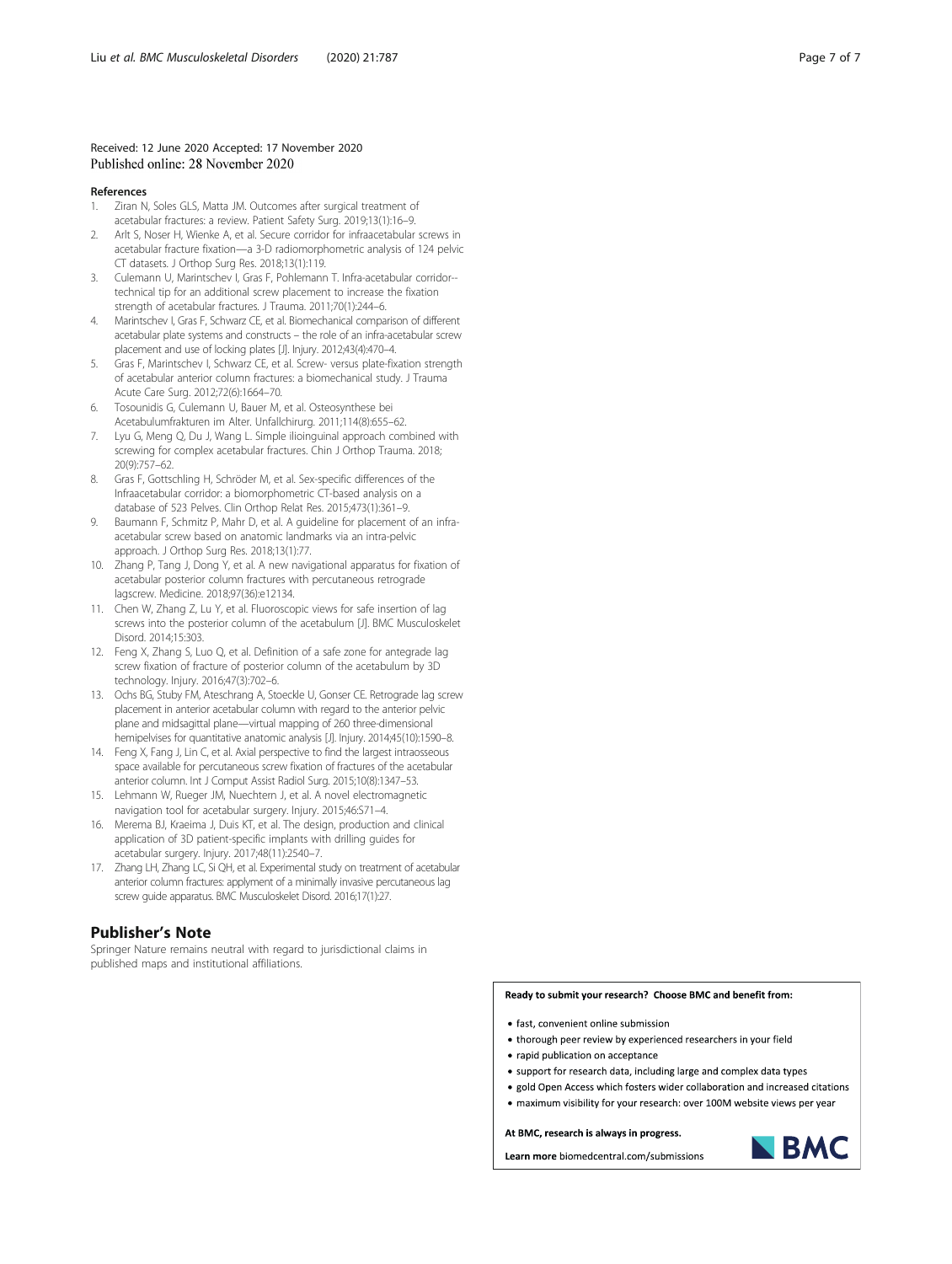Received: 12 June 2020 Accepted: 17 November 2020
Published online: 28 November 2020

### References

1. Ziran N, Soles GLS, Matta JM. Outcomes after surgical treatment of acetabular fractures: a review. Patient Safety Surg. 2019;13(1):16–9.
2. Arlt S, Noser H, Wienke A, et al. Secure corridor for infraacetabular screws in acetabular fracture fixation—a 3-D radiomorphometric analysis of 124 pelvic CT datasets. J Orthop Surg Res. 2018;13(1):119.
3. Culemann U, Marintschev I, Gras F, Pohlemann T. Infra-acetabular corridor--technical tip for an additional screw placement to increase the fixation strength of acetabular fractures. J Trauma. 2011;70(1):244–6.
4. Marintschev I, Gras F, Schwarz CE, et al. Biomechanical comparison of different acetabular plate systems and constructs – the role of an infra-acetabular screw placement and use of locking plates [J]. Injury. 2012;43(4):470–4.
5. Gras F, Marintschev I, Schwarz CE, et al. Screw- versus plate-fixation strength of acetabular anterior column fractures: a biomechanical study. J Trauma Acute Care Surg. 2012;72(6):1664–70.
6. Tosounidis G, Culemann U, Bauer M, et al. Osteosynthese bei Acetabulumfrakturen im Alter. Unfallchirurg. 2011;114(8):655–62.
7. Lyu G, Meng Q, Du J, Wang L. Simple ilioinguinal approach combined with screwing for complex acetabular fractures. Chin J Orthop Trauma. 2018; 20(9):757–62.
8. Gras F, Gottschling H, Schröder M, et al. Sex-specific differences of the Infraacetabular corridor: a biomorphometric CT-based analysis on a database of 523 Pelves. Clin Orthop Relat Res. 2015;473(1):361–9.
9. Baumann F, Schmitz P, Mahr D, et al. A guideline for placement of an infra-acetabular screw based on anatomic landmarks via an intra-pelvic approach. J Orthop Surg Res. 2018;13(1):77.
10. Zhang P, Tang J, Dong Y, et al. A new navigational apparatus for fixation of acetabular posterior column fractures with percutaneous retrograde lagscrew. Medicine. 2018;97(36):e12134.
11. Chen W, Zhang Z, Lu Y, et al. Fluoroscopic views for safe insertion of lag screws into the posterior column of the acetabulum [J]. BMC Musculoskelet Disord. 2014;15:303.
12. Feng X, Zhang S, Luo Q, et al. Definition of a safe zone for antegrade lag screw fixation of fracture of posterior column of the acetabulum by 3D technology. Injury. 2016;47(3):702–6.
13. Ochs BG, Stuby FM, Ateschrang A, Stoeckle U, Gonser CE. Retrograde lag screw placement in anterior acetabular column with regard to the anterior pelvic plane and midsagittal plane—virtual mapping of 260 three-dimensional hemipelvises for quantitative anatomic analysis [J]. Injury. 2014;45(10):1590–8.
14. Feng X, Fang J, Lin C, et al. Axial perspective to find the largest intraosseous space available for percutaneous screw fixation of fractures of the acetabular anterior column. Int J Comput Assist Radiol Surg. 2015;10(8):1347–53.
15. Lehmann W, Rueger JM, Nuechtern J, et al. A novel electromagnetic navigation tool for acetabular surgery. Injury. 2015;46:S71–4.
16. Merema BJ, Kraeima J, Duis KT, et al. The design, production and clinical application of 3D patient-specific implants with drilling guides for acetabular surgery. Injury. 2017;48(11):2540–7.
17. Zhang LH, Zhang LC, Si QH, et al. Experimental study on treatment of acetabular anterior column fractures: applyment of a minimally invasive percutaneous lag screw guide apparatus. BMC Musculoskelet Disord. 2016;17(1):27.

## Publisher's Note

Springer Nature remains neutral with regard to jurisdictional claims in published maps and institutional affiliations.

**Ready to submit your research? Choose BMC and benefit from:**

- fast, convenient online submission
- thorough peer review by experienced researchers in your field
- rapid publication on acceptance
- support for research data, including large and complex data types
- gold Open Access which fosters wider collaboration and increased citations
- maximum visibility for your research: over 100M website views per year

**At BMC, research is always in progress.**

**Learn more** biomedcentral.com/submissions